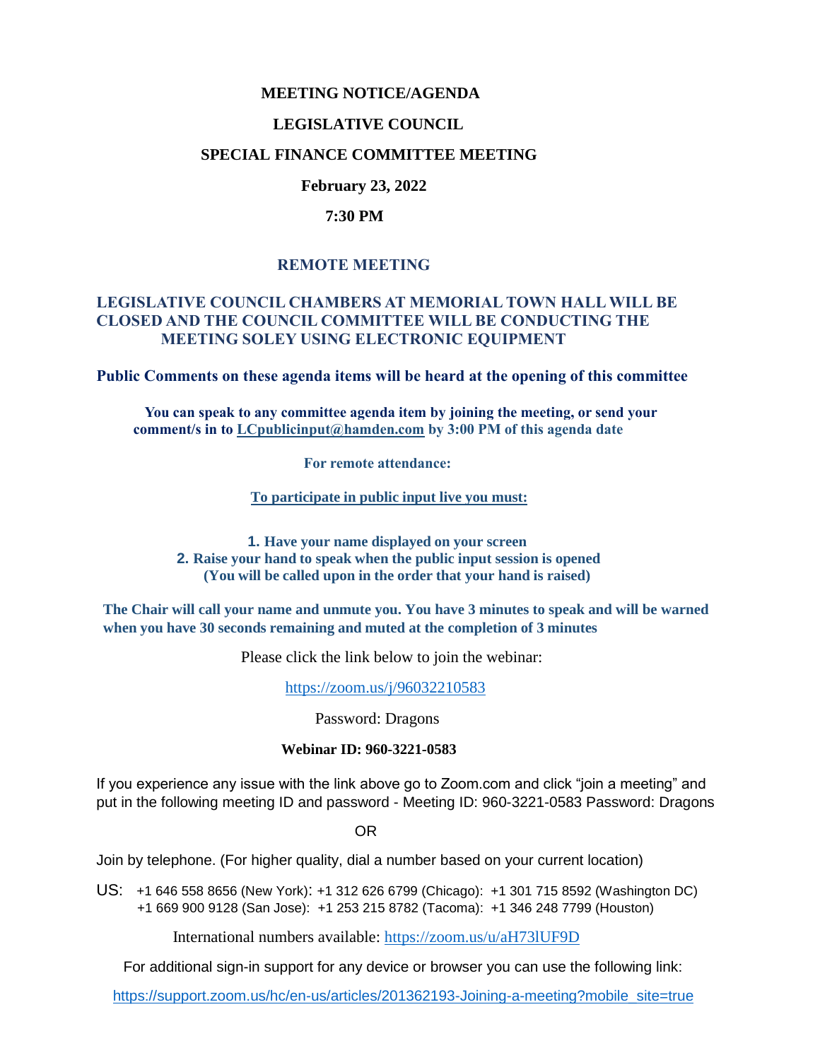# MEETING NOTICE/AGENDA

## LEGISLATIVE COUNCIL

## SPECIAL FINANCE COMMITTEE MEETING

**February 23, 2022**

**7:30 PM**

**REMOTE MEETING**

**LEGISLATIVE COUNCIL CHAMBERS AT MEMORIAL TOWN HALL WILL BE CLOSED AND THE COUNCIL COMMITTEE WILL BE CONDUCTING THE MEETING SOLEY USING ELECTRONIC EQUIPMENT**

**Public Comments on these agenda items will be heard at the opening of this committee**

**You can speak to any committee agenda item by joining the meeting, or send your comment/s in to LCpublicinput@hamden.com by 3:00 PM of this agenda date**

**For remote attendance:**

**To participate in public input live you must:**

1. **Have your name displayed on your screen**
2. **Raise your hand to speak when the public input session is opened (You will be called upon in the order that your hand is raised)**

**The Chair will call your name and unmute you. You have 3 minutes to speak and will be warned when you have 30 seconds remaining and muted at the completion of 3 minutes**

Please click the link below to join the webinar:

https://zoom.us/j/96032210583

Password: Dragons

**Webinar ID: 960-3221-0583**

If you experience any issue with the link above go to Zoom.com and click "join a meeting" and put in the following meeting ID and password - Meeting ID: 960-3221-0583 Password: Dragons

OR

Join by telephone. (For higher quality, dial a number based on your current location)

US: +1 646 558 8656 (New York): +1 312 626 6799 (Chicago): +1 301 715 8592 (Washington DC) +1 669 900 9128 (San Jose): +1 253 215 8782 (Tacoma): +1 346 248 7799 (Houston)

International numbers available: https://zoom.us/u/aH73lUF9D

For additional sign-in support for any device or browser you can use the following link:

https://support.zoom.us/hc/en-us/articles/201362193-Joining-a-meeting?mobile_site=true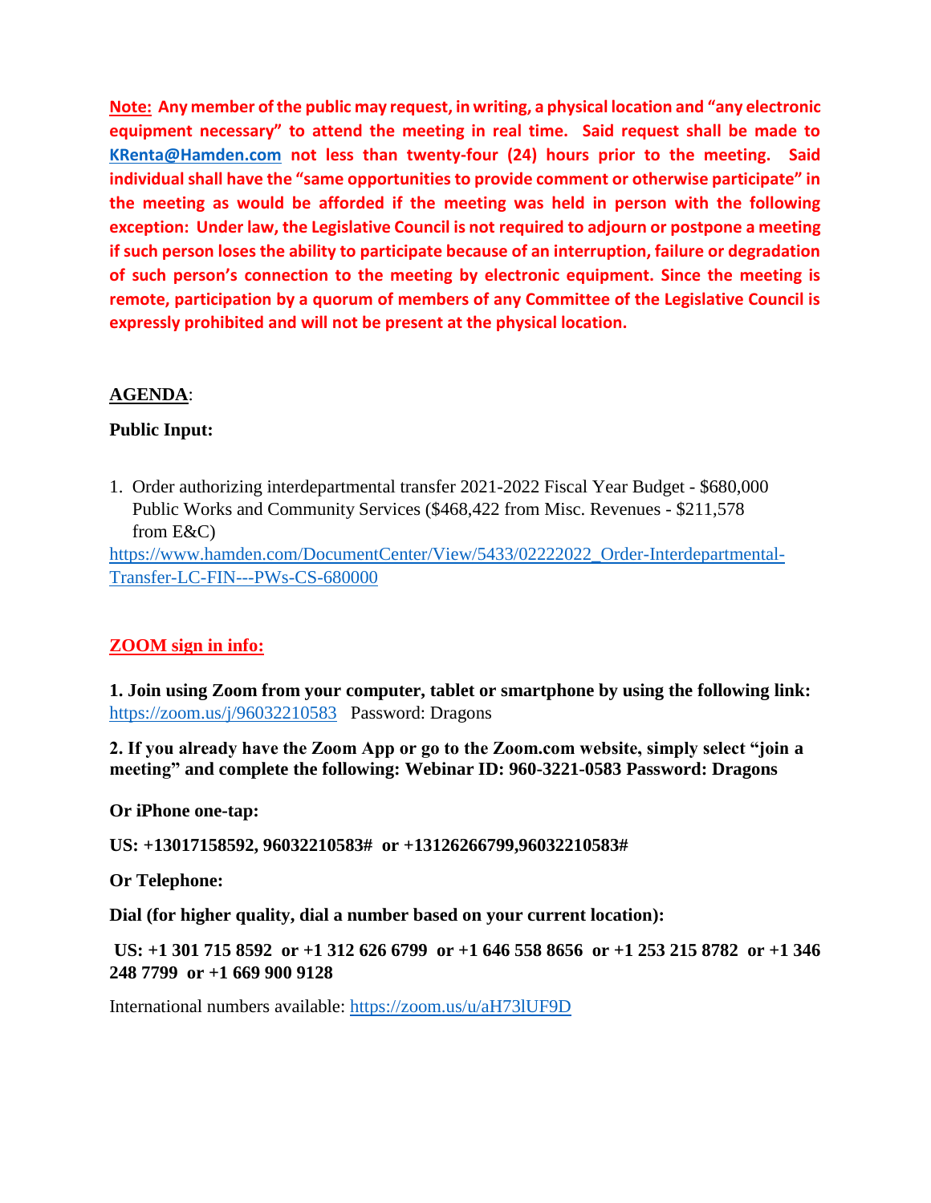**Note: Any member of the public may request, in writing, a physical location and "any electronic equipment necessary" to attend the meeting in real time. Said request shall be made to KRenta@Hamden.com not less than twenty-four (24) hours prior to the meeting. Said individual shall have the "same opportunities to provide comment or otherwise participate" in the meeting as would be afforded if the meeting was held in person with the following exception: Under law, the Legislative Council is not required to adjourn or postpone a meeting if such person loses the ability to participate because of an interruption, failure or degradation of such person's connection to the meeting by electronic equipment. Since the meeting is remote, participation by a quorum of members of any Committee of the Legislative Council is expressly prohibited and will not be present at the physical location.**

**AGENDA**:

**Public Input:**

1. Order authorizing interdepartmental transfer 2021-2022 Fiscal Year Budget - $680,000 Public Works and Community Services ($468,422 from Misc. Revenues - $211,578 from E&C)

https://www.hamden.com/DocumentCenter/View/5433/02222022_Order-Interdepartmental-Transfer-LC-FIN---PWs-CS-680000

**ZOOM sign in info:**

**1. Join using Zoom from your computer, tablet or smartphone by using the following link:** https://zoom.us/j/96032210583 Password: Dragons

**2. If you already have the Zoom App or go to the Zoom.com website, simply select "join a meeting" and complete the following: Webinar ID: 960-3221-0583 Password: Dragons**

**Or iPhone one-tap:**

**US: +13017158592, 96032210583# or +13126266799,96032210583#**

**Or Telephone:**

**Dial (for higher quality, dial a number based on your current location):**

**US: +1 301 715 8592 or +1 312 626 6799 or +1 646 558 8656 or +1 253 215 8782 or +1 346 248 7799 or +1 669 900 9128**

International numbers available: https://zoom.us/u/aH73lUF9D